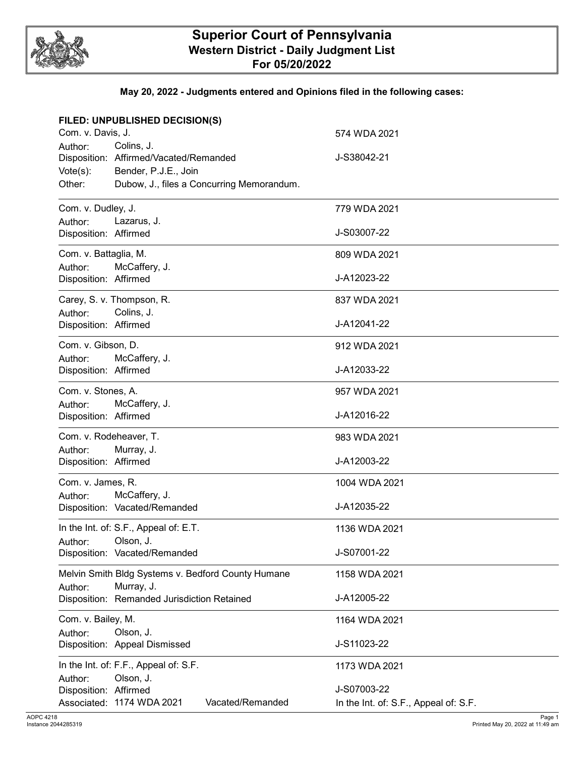# Superior Court of Pennsylvania
## Western District - Daily Judgment List
## For 05/20/2022

**May 20, 2022 - Judgments entered and Opinions filed in the following cases:**

**FILED: UNPUBLISHED DECISION(S)**

Com. v. Davis, J. — 574 WDA 2021
Author: Colins, J.
Disposition: Affirmed/Vacated/Remanded — J-S38042-21
Vote(s): Bender, P.J.E., Join
Other: Dubow, J., files a Concurring Memorandum.

---

Com. v. Dudley, J. — 779 WDA 2021
Author: Lazarus, J.
Disposition: Affirmed — J-S03007-22

---

Com. v. Battaglia, M. — 809 WDA 2021
Author: McCaffery, J.
Disposition: Affirmed — J-A12023-22

---

Carey, S. v. Thompson, R. — 837 WDA 2021
Author: Colins, J.
Disposition: Affirmed — J-A12041-22

---

Com. v. Gibson, D. — 912 WDA 2021
Author: McCaffery, J.
Disposition: Affirmed — J-A12033-22

---

Com. v. Stones, A. — 957 WDA 2021
Author: McCaffery, J.
Disposition: Affirmed — J-A12016-22

---

Com. v. Rodeheaver, T. — 983 WDA 2021
Author: Murray, J.
Disposition: Affirmed — J-A12003-22

---

Com. v. James, R. — 1004 WDA 2021
Author: McCaffery, J.
Disposition: Vacated/Remanded — J-A12035-22

---

In the Int. of: S.F., Appeal of: E.T. — 1136 WDA 2021
Author: Olson, J.
Disposition: Vacated/Remanded — J-S07001-22

---

Melvin Smith Bldg Systems v. Bedford County Humane — 1158 WDA 2021
Author: Murray, J.
Disposition: Remanded Jurisdiction Retained — J-A12005-22

---

Com. v. Bailey, M. — 1164 WDA 2021
Author: Olson, J.
Disposition: Appeal Dismissed — J-S11023-22

---

In the Int. of: F.F., Appeal of: S.F. — 1173 WDA 2021
Author: Olson, J.
Disposition: Affirmed — J-S07003-22
Associated: 1174 WDA 2021 — Vacated/Remanded — In the Int. of: S.F., Appeal of: S.F.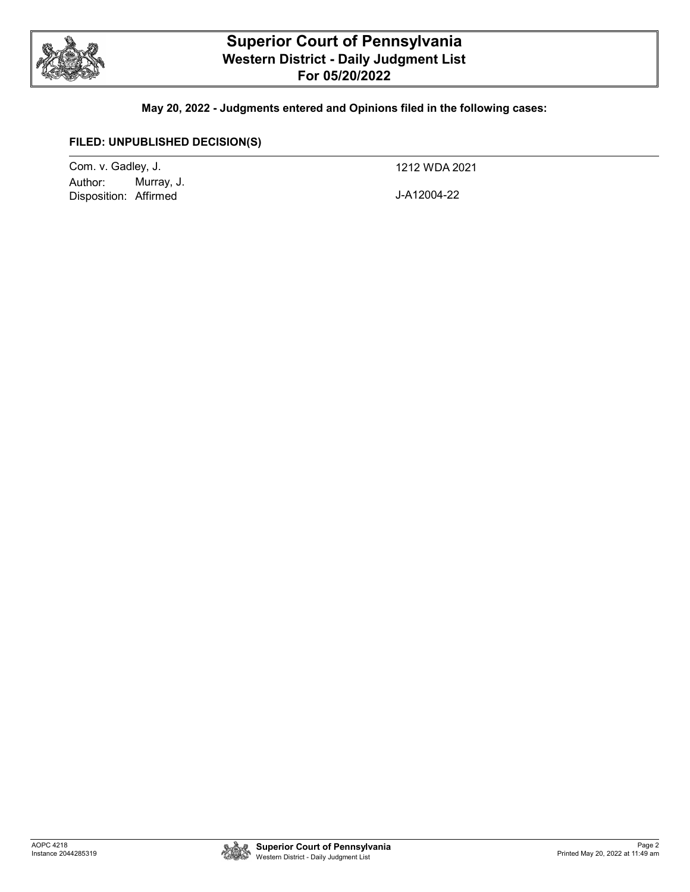# Superior Court of Pennsylvania
## Western District - Daily Judgment List
## For 05/20/2022

**May 20, 2022 - Judgments entered and Opinions filed in the following cases:**

**FILED: UNPUBLISHED DECISION(S)**

Com. v. Gadley, J. — 1212 WDA 2021

Author: Murray, J.

Disposition: Affirmed — J-A12004-22